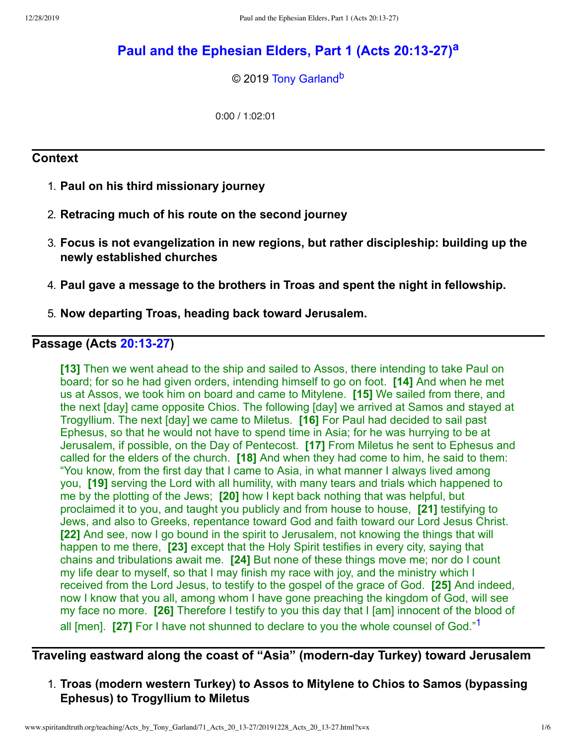# Paul and the Ephesian Elders, Part 1 (Acts 20:13-27)[a]

© 2019 Tony Garland[b]

0:00 / 1:02:01

## Context

1. **Paul on his third missionary journey**
2. **Retracing much of his route on the second journey**
3. **Focus is not evangelization in new regions, but rather discipleship: building up the newly established churches**
4. **Paul gave a message to the brothers in Troas and spent the night in fellowship.**
5. **Now departing Troas, heading back toward Jerusalem.**

## Passage (Acts 20:13-27)

**[13]** Then we went ahead to the ship and sailed to Assos, there intending to take Paul on board; for so he had given orders, intending himself to go on foot. **[14]** And when he met us at Assos, we took him on board and came to Mitylene. **[15]** We sailed from there, and the next [day] came opposite Chios. The following [day] we arrived at Samos and stayed at Trogyllium. The next [day] we came to Miletus. **[16]** For Paul had decided to sail past Ephesus, so that he would not have to spend time in Asia; for he was hurrying to be at Jerusalem, if possible, on the Day of Pentecost. **[17]** From Miletus he sent to Ephesus and called for the elders of the church. **[18]** And when they had come to him, he said to them: "You know, from the first day that I came to Asia, in what manner I always lived among you, **[19]** serving the Lord with all humility, with many tears and trials which happened to me by the plotting of the Jews; **[20]** how I kept back nothing that was helpful, but proclaimed it to you, and taught you publicly and from house to house, **[21]** testifying to Jews, and also to Greeks, repentance toward God and faith toward our Lord Jesus Christ. **[22]** And see, now I go bound in the spirit to Jerusalem, not knowing the things that will happen to me there, **[23]** except that the Holy Spirit testifies in every city, saying that chains and tribulations await me. **[24]** But none of these things move me; nor do I count my life dear to myself, so that I may finish my race with joy, and the ministry which I received from the Lord Jesus, to testify to the gospel of the grace of God. **[25]** And indeed, now I know that you all, among whom I have gone preaching the kingdom of God, will see my face no more. **[26]** Therefore I testify to you this day that I [am] innocent of the blood of all [men]. **[27]** For I have not shunned to declare to you the whole counsel of God."[1]

## Traveling eastward along the coast of "Asia" (modern-day Turkey) toward Jerusalem

1. **Troas (modern western Turkey) to Assos to Mitylene to Chios to Samos (bypassing Ephesus) to Trogyllium to Miletus**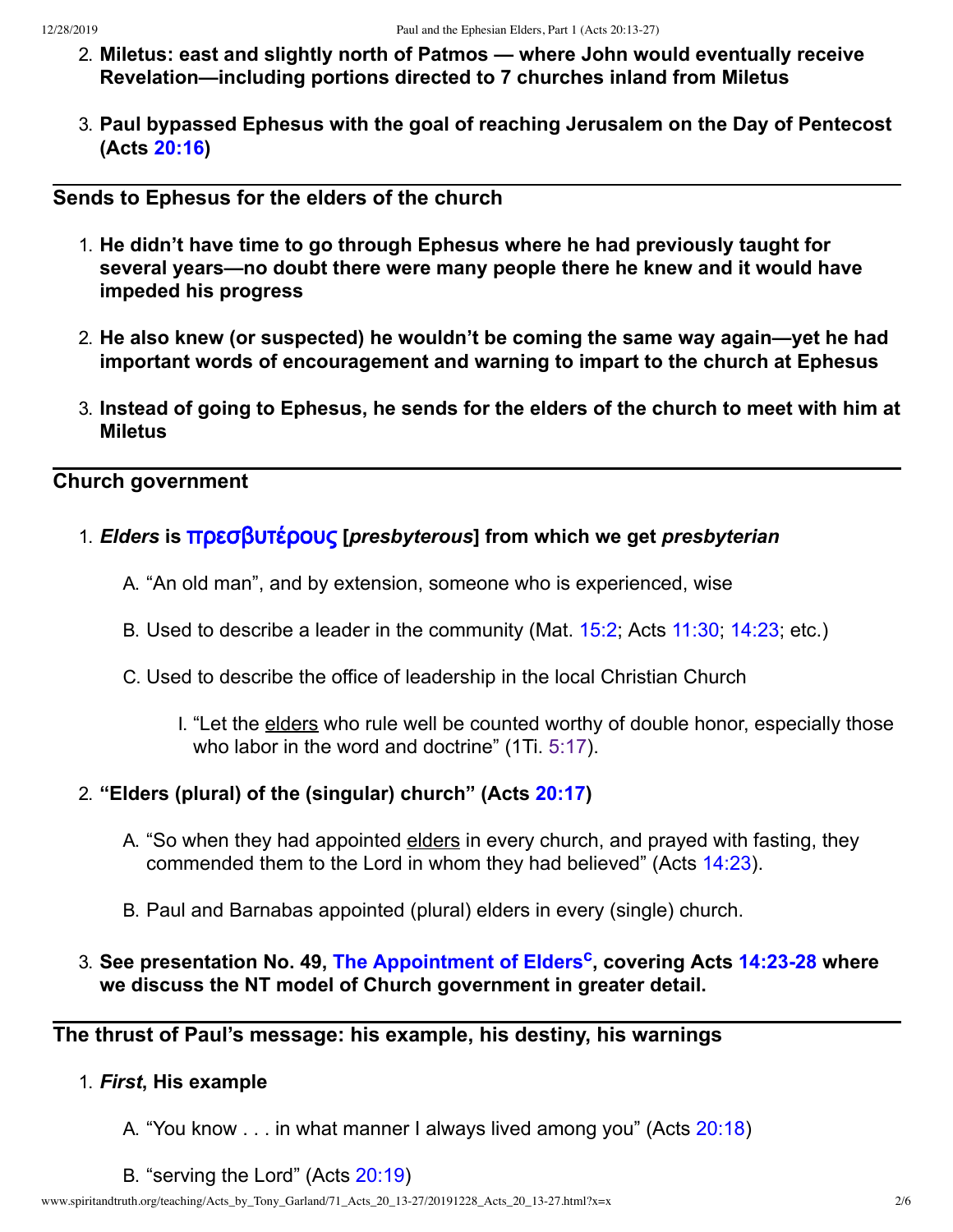2. **Miletus: east and slightly north of Patmos — where John would eventually receive Revelation—including portions directed to 7 churches inland from Miletus**

3. **Paul bypassed Ephesus with the goal of reaching Jerusalem on the Day of Pentecost (Acts 20:16)**

---

### Sends to Ephesus for the elders of the church

1. **He didn't have time to go through Ephesus where he had previously taught for several years—no doubt there were many people there he knew and it would have impeded his progress**

2. **He also knew (or suspected) he wouldn't be coming the same way again—yet he had important words of encouragement and warning to impart to the church at Ephesus**

3. **Instead of going to Ephesus, he sends for the elders of the church to meet with him at Miletus**

---

### Church government

1. ***Elders* is πρεσβυτέρους [*presbyterous*] from which we get *presbyterian***

   A. "An old man", and by extension, someone who is experienced, wise

   B. Used to describe a leader in the community (Mat. 15:2; Acts 11:30; 14:23; etc.)

   C. Used to describe the office of leadership in the local Christian Church

      I. "Let the elders who rule well be counted worthy of double honor, especially those who labor in the word and doctrine" (1Ti. 5:17).

2. **"Elders (plural) of the (singular) church" (Acts 20:17)**

   A. "So when they had appointed elders in every church, and prayed with fasting, they commended them to the Lord in whom they had believed" (Acts 14:23).

   B. Paul and Barnabas appointed (plural) elders in every (single) church.

3. **See presentation No. 49, The Appointment of Elders[c], covering Acts 14:23-28 where we discuss the NT model of Church government in greater detail.**

---

### The thrust of Paul's message: his example, his destiny, his warnings

1. ***First*, His example**

   A. "You know . . . in what manner I always lived among you" (Acts 20:18)

   B. "serving the Lord" (Acts 20:19)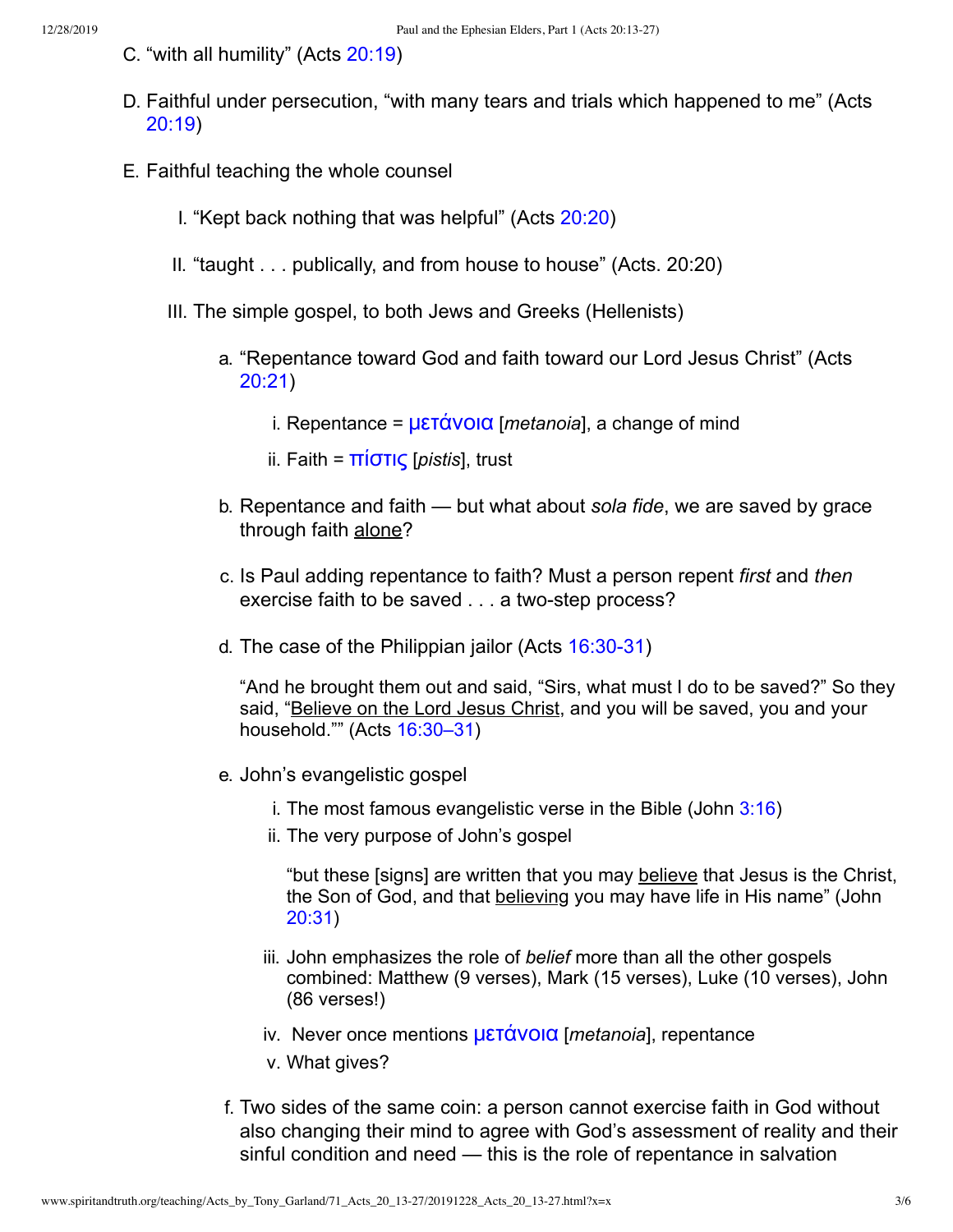C. “with all humility” (Acts 20:19)

D. Faithful under persecution, “with many tears and trials which happened to me” (Acts 20:19)

E. Faithful teaching the whole counsel

  I. “Kept back nothing that was helpful” (Acts 20:20)

  II. “taught . . . publically, and from house to house” (Acts. 20:20)

  III. The simple gospel, to both Jews and Greeks (Hellenists)

    a. “Repentance toward God and faith toward our Lord Jesus Christ” (Acts 20:21)

      i. Repentance = μετάνοια [*metanoia*], a change of mind

      ii. Faith = πίστις [*pistis*], trust

    b. Repentance and faith — but what about *sola fide*, we are saved by grace through faith alone?

    c. Is Paul adding repentance to faith? Must a person repent *first* and *then* exercise faith to be saved . . . a two-step process?

    d. The case of the Philippian jailor (Acts 16:30-31)

    “And he brought them out and said, “Sirs, what must I do to be saved?” So they said, “Believe on the Lord Jesus Christ, and you will be saved, you and your household.”” (Acts 16:30–31)

    e. John’s evangelistic gospel

      i. The most famous evangelistic verse in the Bible (John 3:16)

      ii. The very purpose of John’s gospel

      “but these [signs] are written that you may believe that Jesus is the Christ, the Son of God, and that believing you may have life in His name” (John 20:31)

      iii. John emphasizes the role of *belief* more than all the other gospels combined: Matthew (9 verses), Mark (15 verses), Luke (10 verses), John (86 verses!)

      iv. Never once mentions μετάνοια [*metanoia*], repentance

      v. What gives?

    f. Two sides of the same coin: a person cannot exercise faith in God without also changing their mind to agree with God’s assessment of reality and their sinful condition and need — this is the role of repentance in salvation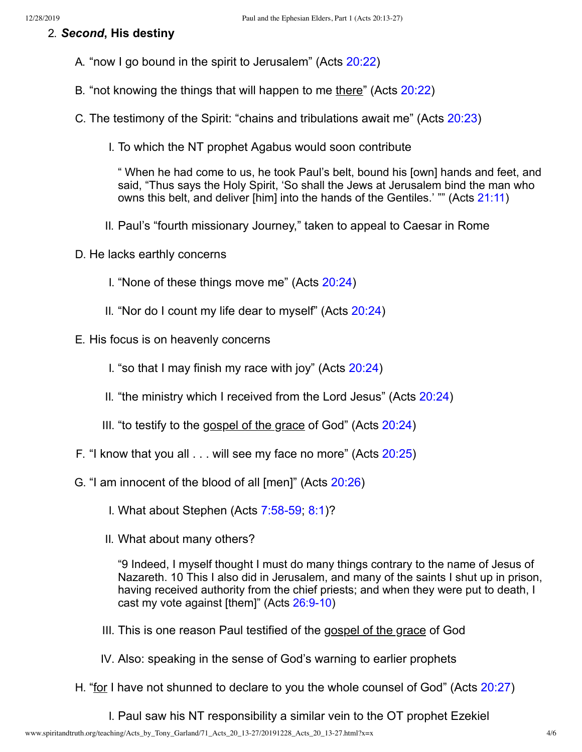2. ***Second*, His destiny**

   A. “now I go bound in the spirit to Jerusalem” (Acts 20:22)

   B. “not knowing the things that will happen to me <u>there</u>” (Acts 20:22)

   C. The testimony of the Spirit: “chains and tribulations await me” (Acts 20:23)

      I. To which the NT prophet Agabus would soon contribute

         “ When he had come to us, he took Paul’s belt, bound his [own] hands and feet, and said, “Thus says the Holy Spirit, ‘So shall the Jews at Jerusalem bind the man who owns this belt, and deliver [him] into the hands of the Gentiles.’ ”” (Acts 21:11)

      II. Paul’s “fourth missionary Journey,” taken to appeal to Caesar in Rome

   D. He lacks earthly concerns

      I. “None of these things move me” (Acts 20:24)

      II. “Nor do I count my life dear to myself” (Acts 20:24)

   E. His focus is on heavenly concerns

      I. “so that I may finish my race with joy” (Acts 20:24)

      II. “the ministry which I received from the Lord Jesus” (Acts 20:24)

      III. “to testify to the <u>gospel of the grace</u> of God” (Acts 20:24)

   F. “I know that you all . . . will see my face no more” (Acts 20:25)

   G. “I am innocent of the blood of all [men]” (Acts 20:26)

      I. What about Stephen (Acts 7:58-59; 8:1)?

      II. What about many others?

         “9 Indeed, I myself thought I must do many things contrary to the name of Jesus of Nazareth. 10 This I also did in Jerusalem, and many of the saints I shut up in prison, having received authority from the chief priests; and when they were put to death, I cast my vote against [them]” (Acts 26:9-10)

      III. This is one reason Paul testified of the <u>gospel of the grace</u> of God

      IV. Also: speaking in the sense of God’s warning to earlier prophets

   H. “<u>for</u> I have not shunned to declare to you the whole counsel of God” (Acts 20:27)

      I. Paul saw his NT responsibility a similar vein to the OT prophet Ezekiel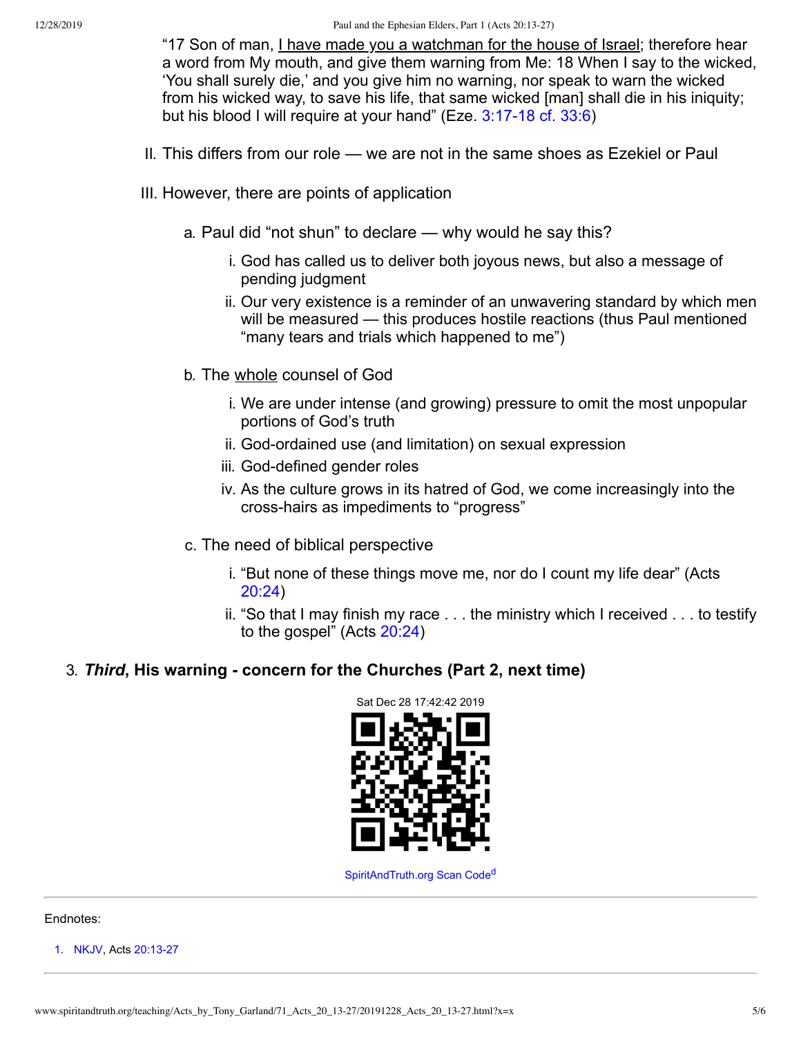"17 Son of man, I have made you a watchman for the house of Israel; therefore hear a word from My mouth, and give them warning from Me: 18 When I say to the wicked, 'You shall surely die,' and you give him no warning, nor speak to warn the wicked from his wicked way, to save his life, that same wicked [man] shall die in his iniquity; but his blood I will require at your hand" (Eze. 3:17-18 cf. 33:6)

II. This differs from our role — we are not in the same shoes as Ezekiel or Paul

III. However, there are points of application

a. Paul did "not shun" to declare — why would he say this?

  i. God has called us to deliver both joyous news, but also a message of pending judgment
  ii. Our very existence is a reminder of an unwavering standard by which men will be measured — this produces hostile reactions (thus Paul mentioned "many tears and trials which happened to me")

b. The whole counsel of God

  i. We are under intense (and growing) pressure to omit the most unpopular portions of God's truth
  ii. God-ordained use (and limitation) on sexual expression
  iii. God-defined gender roles
  iv. As the culture grows in its hatred of God, we come increasingly into the cross-hairs as impediments to "progress"

c. The need of biblical perspective

  i. "But none of these things move me, nor do I count my life dear" (Acts 20:24)
  ii. "So that I may finish my race . . . the ministry which I received . . . to testify to the gospel" (Acts 20:24)

3. ***Third*, His warning - concern for the Churches (Part 2, next time)**

Sat Dec 28 17:42:42 2019

SpiritAndTruth.org Scan Code[d]

Endnotes:

1. NKJV, Acts 20:13-27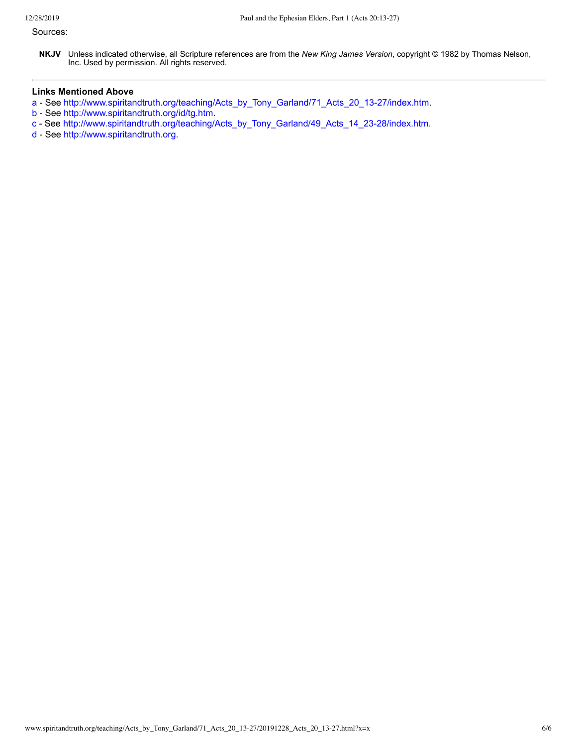Sources:

**NKJV** Unless indicated otherwise, all Scripture references are from the *New King James Version*, copyright © 1982 by Thomas Nelson, Inc. Used by permission. All rights reserved.

---

### Links Mentioned Above

a - See http://www.spiritandtruth.org/teaching/Acts_by_Tony_Garland/71_Acts_20_13-27/index.htm.
b - See http://www.spiritandtruth.org/id/tg.htm.
c - See http://www.spiritandtruth.org/teaching/Acts_by_Tony_Garland/49_Acts_14_23-28/index.htm.
d - See http://www.spiritandtruth.org.